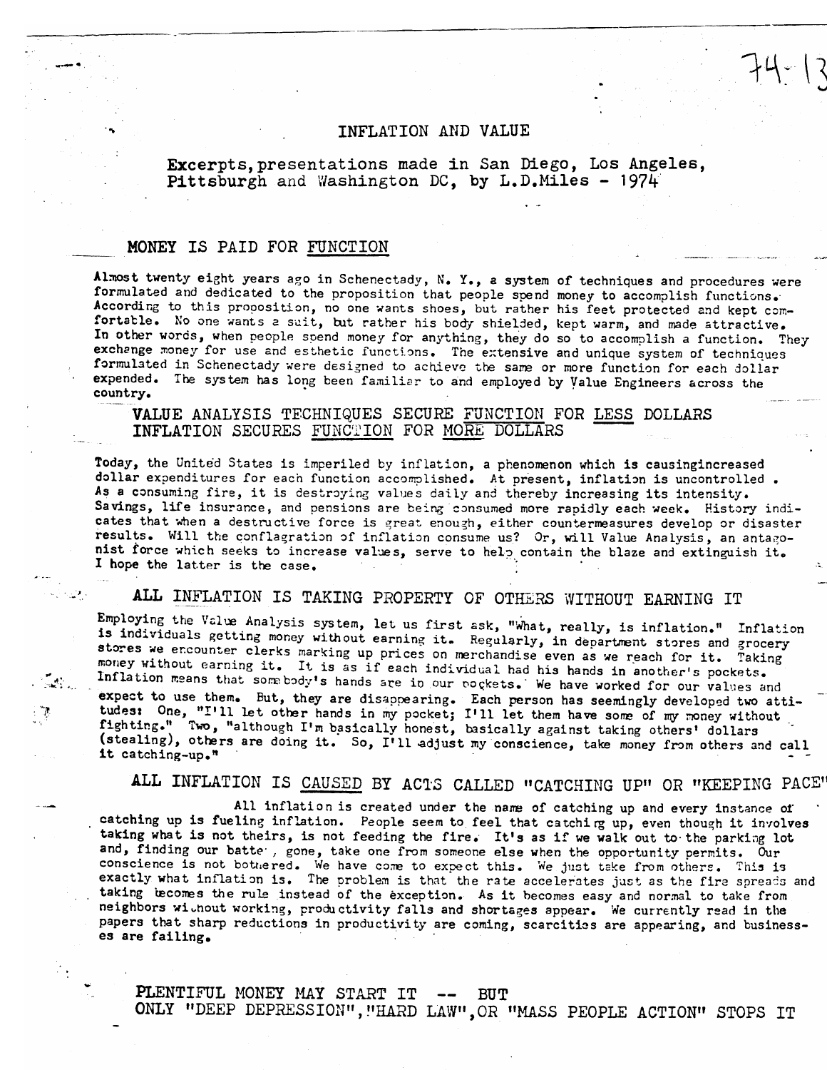74-13

# INFLATION AND VALUE

**Excerpts, presentations made in San Diego, Los Angeles, Pittsburgh and Washington DC, by L.D.Miles - 1974**

## MONEY IS PAID FOR FUNCTION

Almost twenty eight years ago in Schenectady, N. Y., a system of techniques and procedures were formulated and dedicated to the proposition that people spend money to accomplish functions. According to this proposition, no one wants shoes, but rather his feet protected and kept comfortable. No one wants a suit, but rather his body shielded, kept warm, and made attractive. In other words, when people spend money for anything, they do so to accomplish a function. They exchange money for use and esthetic functions. The extensive and unique system of techniques formulated in Schenectady were designed to achieve the same or more function for each dollar expended. The system has long been familiar to and employed by Value Engineers across the country.

## VALUE ANALYSIS TECHNIQUES SECURE FUNCTION FOR LESS DOLLARS
## INFLATION SECURES FUNCTION FOR MORE DOLLARS

Today, the United States is imperiled by inflation, a phenomenon which is causingincreased dollar expenditures for each function accomplished. At present, inflation is uncontrolled. As a consuming fire, it is destroying values daily and thereby increasing its intensity. Savings, life insurance, and pensions are being consumed more rapidly each week. History indicates that when a destructive force is great enough, either countermeasures develop or disaster results. Will the conflagration of inflation consume us? Or, will Value Analysis, an antagonist force which seeks to increase values, serve to help contain the blaze and extinguish it. I hope the latter is the case.

## ALL INFLATION IS TAKING PROPERTY OF OTHERS WITHOUT EARNING IT

Employing the Value Analysis system, let us first ask, "What, really, is inflation." Inflation is individuals getting money without earning it. Regularly, in department stores and grocery stores we encounter clerks marking up prices on merchandise even as we reach for it. Taking money without earning it. It is as if each individual had his hands in another's pockets. Inflation means that somebody's hands are in our pockets. We have worked for our values and expect to use them. But, they are disappearing. Each person has seemingly developed two attitudes: One, "I'll let other hands in my pocket; I'll let them have some of my money without fighting." Two, "although I'm basically honest, basically against taking others' dollars (stealing), others are doing it. So, I'll adjust my conscience, take money from others and call it catching-up."

## ALL INFLATION IS CAUSED BY ACTS CALLED "CATCHING UP" OR "KEEPING PACE"

All inflation is created under the name of catching up and every instance of catching up is fueling inflation. People seem to feel that catching up, even though it involves taking what is not theirs, is not feeding the fire. It's as if we walk out to the parking lot and, finding our batte , gone, take one from someone else when the opportunity permits. Our conscience is not bothered. We have come to expect this. We just take from others. This is exactly what inflation is. The problem is that the rate accelerates just as the fire spreads and taking becomes the rule instead of the exception. As it becomes easy and normal to take from neighbors without working, productivity falls and shortages appear. We currently read in the papers that sharp reductions in productivity are coming, scarcities are appearing, and businesses are failing.

## PLENTIFUL MONEY MAY START IT -- BUT
## ONLY "DEEP DEPRESSION", "HARD LAW", OR "MASS PEOPLE ACTION" STOPS IT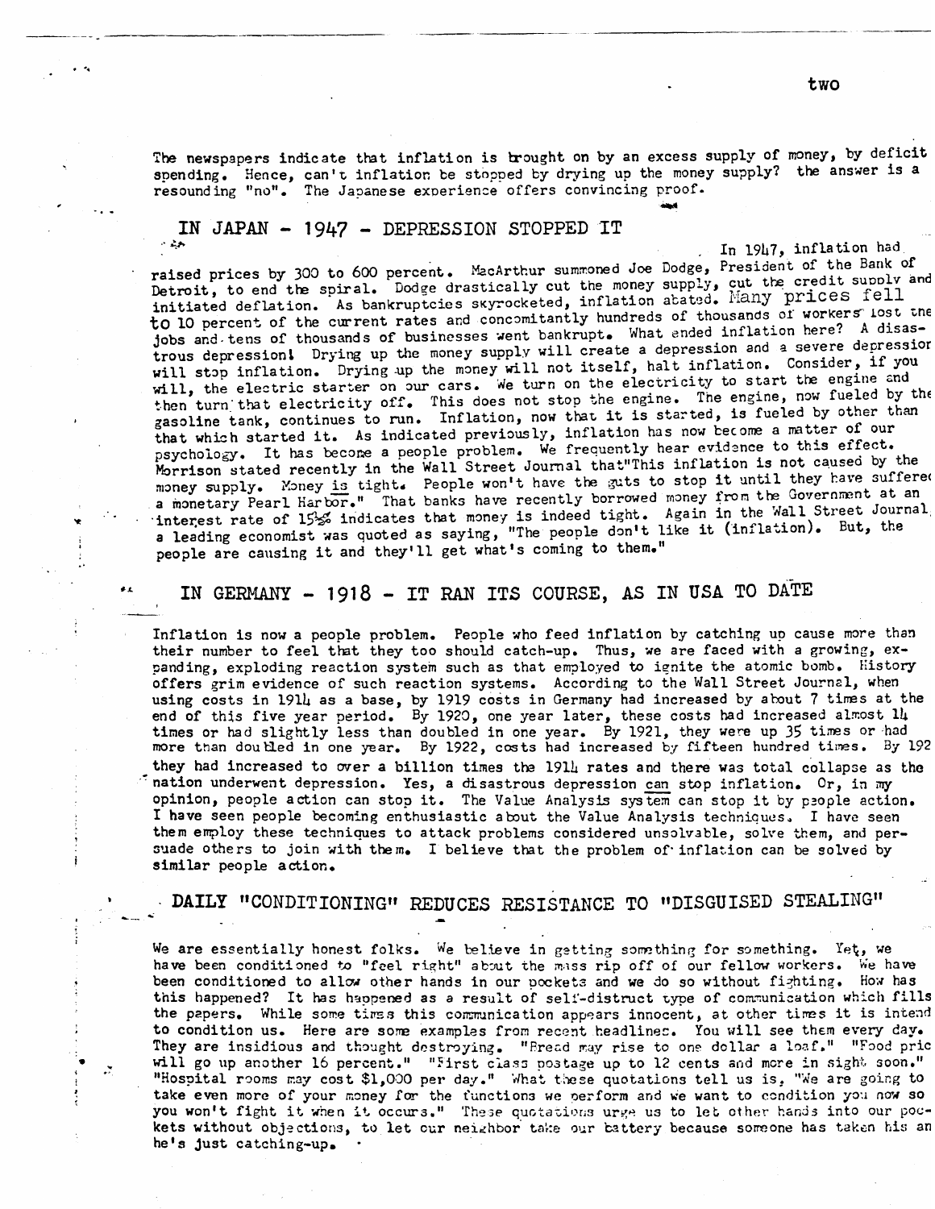The newspapers indicate that inflation is brought on by an excess supply of money, by deficit spending. Hence, can't inflation be stopped by drying up the money supply? the answer is a resounding "no". The Japanese experience offers convincing proof.

## IN JAPAN - 1947 - DEPRESSION STOPPED IT

In 1947, inflation had raised prices by 300 to 600 percent. MacArthur summoned Joe Dodge, President of the Bank of Detroit, to end the spiral. Dodge drastically cut the money supply, cut the credit supply and initiated deflation. As bankruptcies skyrocketed, inflation abated. Many prices fell to 10 percent of the current rates and concomitantly hundreds of thousands of workers lost the jobs and tens of thousands of businesses went bankrupt. What ended inflation here? A disastrous depression! Drying up the money supply will create a depression and a severe depression will stop inflation. Drying up the money will not itself, halt inflation. Consider, if you will, the electric starter on our cars. We turn on the electricity to start the engine and then turn that electricity off. This does not stop the engine. The engine, now fueled by the gasoline tank, continues to run. Inflation, now that it is started, is fueled by other than that which started it. As indicated previously, inflation has now become a matter of our psychology. It has become a people problem. We frequently hear evidence to this effect. Morrison stated recently in the Wall Street Journal that "This inflation is not caused by the money supply. Money is tight. People won't have the guts to stop it until they have suffered a monetary Pearl Harbor." That banks have recently borrowed money from the Government at an interest rate of 15½% indicates that money is indeed tight. Again in the Wall Street Journal, a leading economist was quoted as saying, "The people don't like it (inflation). But, the people are causing it and they'll get what's coming to them."

## IN GERMANY - 1918 - IT RAN ITS COURSE, AS IN USA TO DATE

Inflation is now a people problem. People who feed inflation by catching up cause more than their number to feel that they too should catch-up. Thus, we are faced with a growing, expanding, exploding reaction system such as that employed to ignite the atomic bomb. History offers grim evidence of such reaction systems. According to the Wall Street Journal, when using costs in 1914 as a base, by 1919 costs in Germany had increased by about 7 times at the end of this five year period. By 1920, one year later, these costs had increased almost 14 times or had slightly less than doubled in one year. By 1921, they were up 35 times or had more than doubled in one year. By 1922, costs had increased by fifteen hundred times. By 192_ they had increased to over a billion times the 1914 rates and there was total collapse as the nation underwent depression. Yes, a disastrous depression can stop inflation. Or, in my opinion, people action can stop it. The Value Analysis system can stop it by people action. I have seen people becoming enthusiastic about the Value Analysis techniques. I have seen them employ these techniques to attack problems considered unsolvable, solve them, and persuade others to join with them. I believe that the problem of inflation can be solved by similar people action.

## DAILY "CONDITIONING" REDUCES RESISTANCE TO "DISGUISED STEALING"

We are essentially honest folks. We believe in getting something for something. Yet, we have been conditioned to "feel right" about the mass rip off of our fellow workers. We have been conditioned to allow other hands in our pockets and we do so without fighting. How has this happened? It has happened as a result of self-distruct type of communication which fills the papers. While some times this communication appears innocent, at other times it is intend to condition us. Here are some examples from recent headlines. You will see them every day. They are insidious and thought destroying. "Bread may rise to one dollar a loaf." "Food pric will go up another 16 percent." "First class postage up to 12 cents and more in sight soon." "Hospital rooms may cost $1,000 per day." What these quotations tell us is, "We are going to take even more of your money for the functions we perform and we want to condition you now so you won't fight it when it occurs." These quotations urge us to let other hands into our pockets without objections, to let our neighbor take our battery because someone has taken his an he's just catching-up.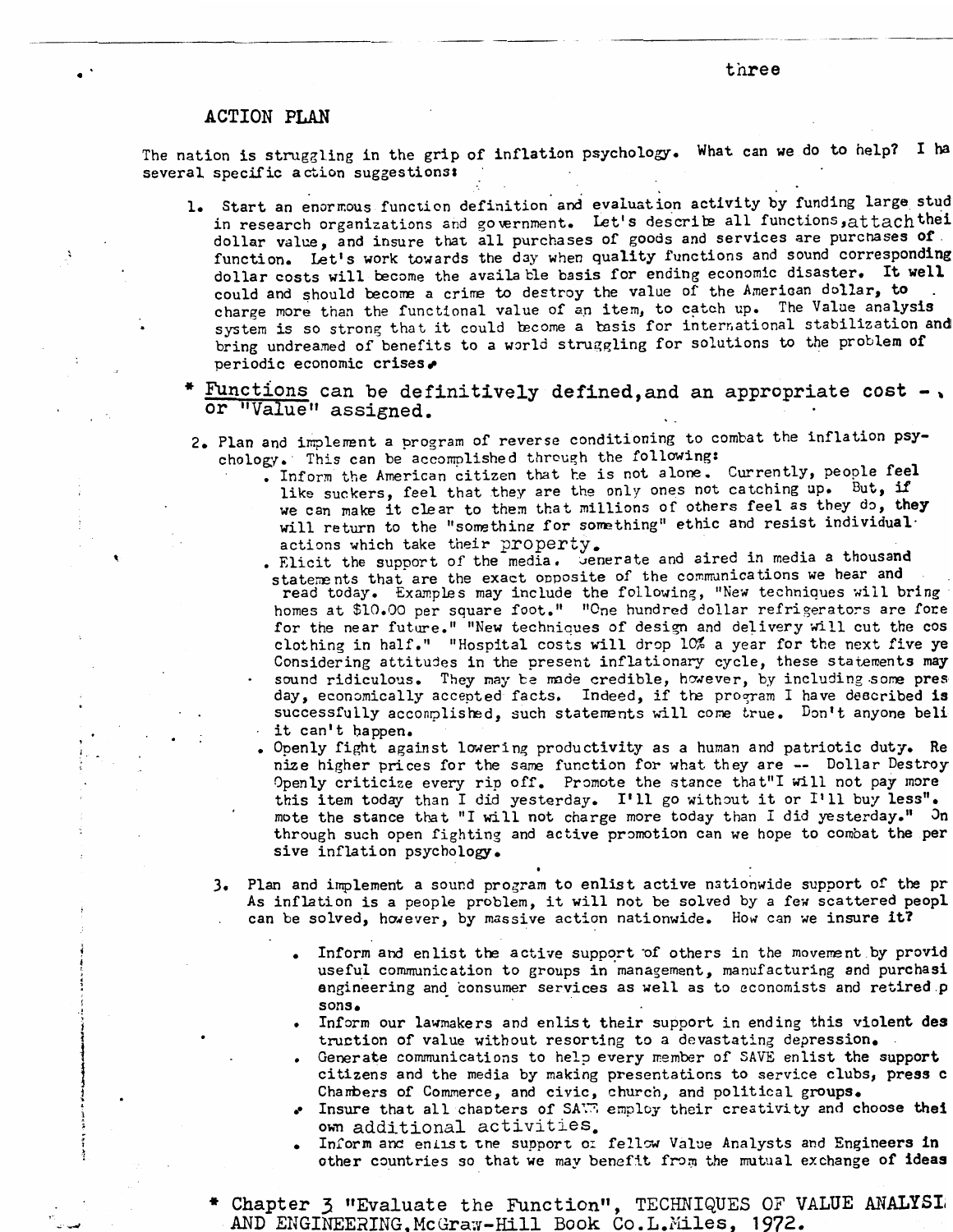## ACTION PLAN

The nation is struggling in the grip of inflation psychology. What can we do to help? I ha several specific action suggestions:

1. Start an enormous function definition and evaluation activity by funding large stud in research organizations and government. Let's describe all functions, attach thei dollar value, and insure that all purchases of goods and services are purchases of function. Let's work towards the day when quality functions and sound corresponding dollar costs will become the available basis for ending economic disaster. It well could and should become a crime to destroy the value of the American dollar, to charge more than the functional value of an item, to catch up. The Value analysis system is so strong that it could become a basis for international stabilization and bring undreamed of benefits to a world struggling for solutions to the problem of periodic economic crises.*

* Functions can be definitively defined, and an appropriate cost -, or "Value" assigned.

2. Plan and implement a program of reverse conditioning to combat the inflation psychology. This can be accomplished through the following:
   - Inform the American citizen that he is not alone. Currently, people feel like suckers, feel that they are the only ones not catching up. But, if we can make it clear to them that millions of others feel as they do, they will return to the "something for something" ethic and resist individual actions which take their property.
   - Elicit the support of the media. Generate and aired in media a thousand statements that are the exact opposite of the communications we hear and read today. Examples may include the following, "New techniques will bring homes at $10.00 per square foot." "One hundred dollar refrigerators are fore for the near future." "New techniques of design and delivery will cut the cos clothing in half." "Hospital costs will drop 10% a year for the next five ye Considering attitudes in the present inflationary cycle, these statements may sound ridiculous. They may be made credible, however, by including some pres day, economically accepted facts. Indeed, if the program I have described is successfully accomplished, such statements will come true. Don't anyone beli it can't happen.
   - Openly fight against lowering productivity as a human and patriotic duty. Re nize higher prices for the same function for what they are -- Dollar Destroy Openly criticize every rip off. Promote the stance that "I will not pay more this item today than I did yesterday. I'll go without it or I'll buy less". mote the stance that "I will not charge more today than I did yesterday." On through such open fighting and active promotion can we hope to combat the per sive inflation psychology.

3. Plan and implement a sound program to enlist active nationwide support of the pr As inflation is a people problem, it will not be solved by a few scattered peopl can be solved, however, by massive action nationwide. How can we insure it?
   - Inform and enlist the active support of others in the movement by provid useful communication to groups in management, manufacturing and purchasi engineering and consumer services as well as to economists and retired p sons.
   - Inform our lawmakers and enlist their support in ending this violent des truction of value without resorting to a devastating depression.
   - Generate communications to help every member of SAVE enlist the support citizens and the media by making presentations to service clubs, press c Chambers of Commerce, and civic, church, and political groups.
   - Insure that all chapters of SAVE employ their creativity and choose thei own additional activities.
   - Inform and enlist the support of fellow Value Analysts and Engineers in other countries so that we may benefit from the mutual exchange of ideas

* Chapter 3 "Evaluate the Function", TECHNIQUES OF VALUE ANALYSI AND ENGINEERING, McGraw-Hill Book Co. L. Miles, 1972.